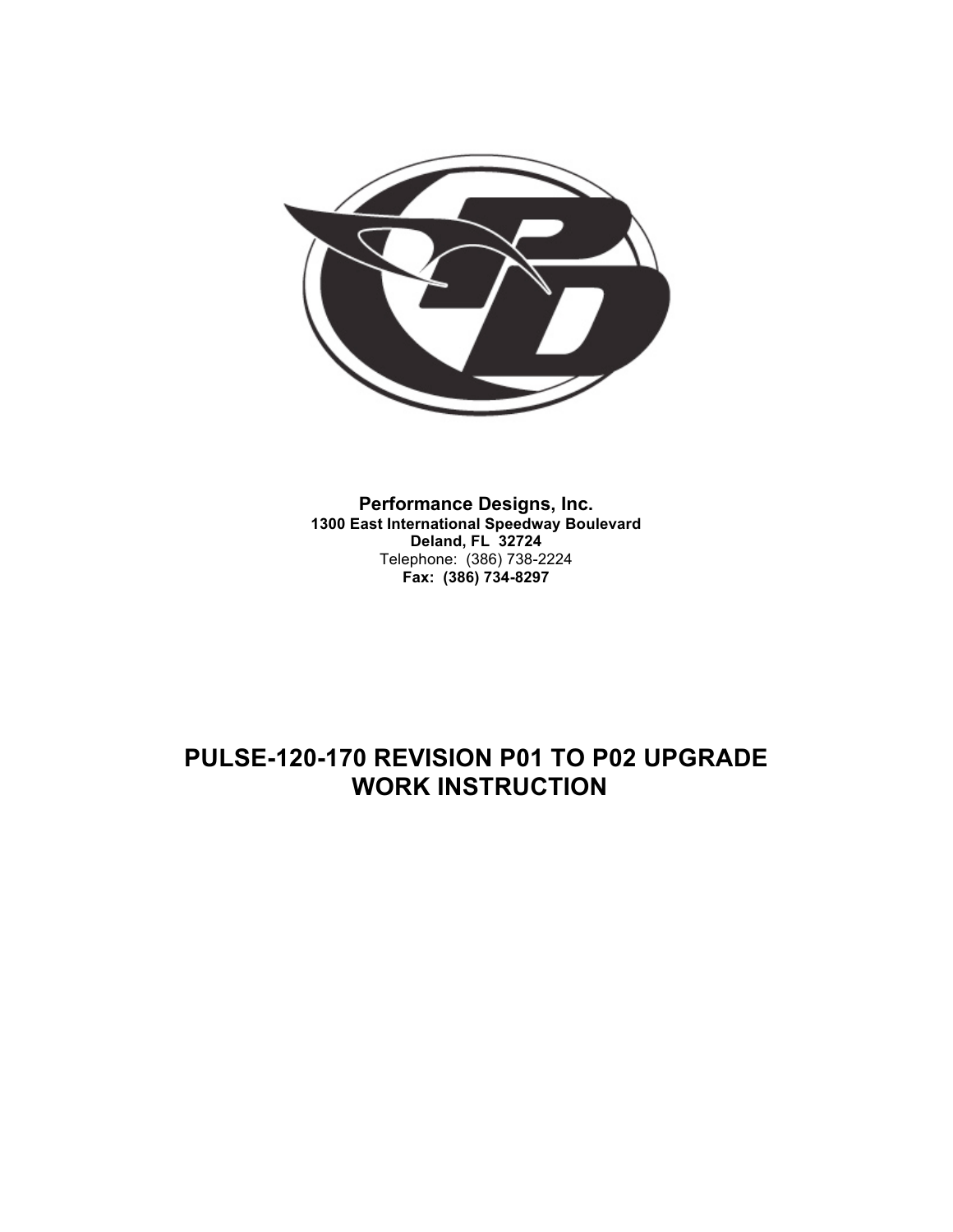**Performance Designs, Inc.**
**1300 East International Speedway Boulevard**
**Deland, FL 32724**
Telephone: (386) 738-2224
**Fax: (386) 734-8297**

# PULSE-120-170 REVISION P01 TO P02 UPGRADE WORK INSTRUCTION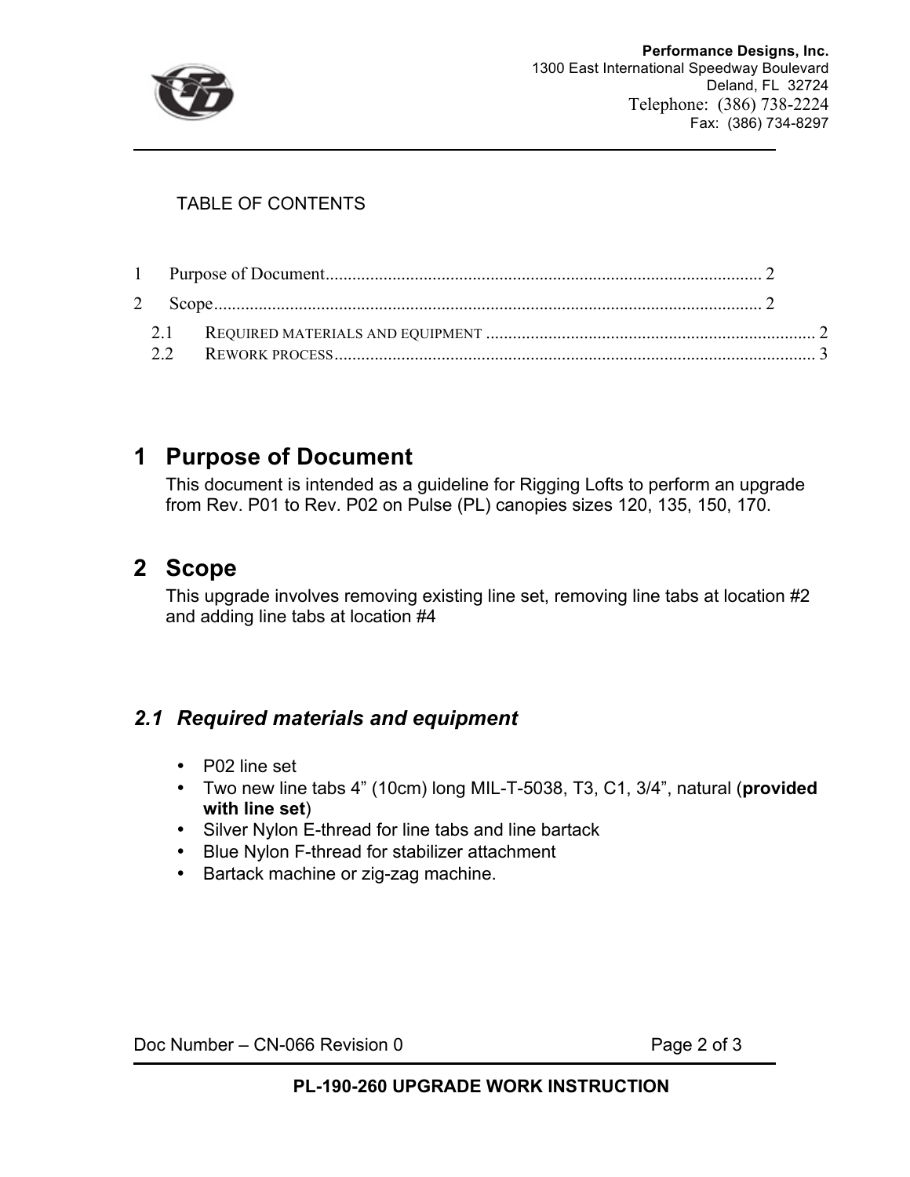TABLE OF CONTENTS

1 Purpose of Document................................................................................................ 2

2 Scope.......................................................................................................................... 2

2.1 REQUIRED MATERIALS AND EQUIPMENT ........................................................................ 2

2.2 REWORK PROCESS........................................................................................................... 3

# 1 Purpose of Document

This document is intended as a guideline for Rigging Lofts to perform an upgrade from Rev. P01 to Rev. P02 on Pulse (PL) canopies sizes 120, 135, 150, 170.

# 2 Scope

This upgrade involves removing existing line set, removing line tabs at location #2 and adding line tabs at location #4

## *2.1 Required materials and equipment*

- P02 line set
- Two new line tabs 4” (10cm) long MIL-T-5038, T3, C1, 3/4”, natural (**provided with line set**)
- Silver Nylon E-thread for line tabs and line bartack
- Blue Nylon F-thread for stabilizer attachment
- Bartack machine or zig-zag machine.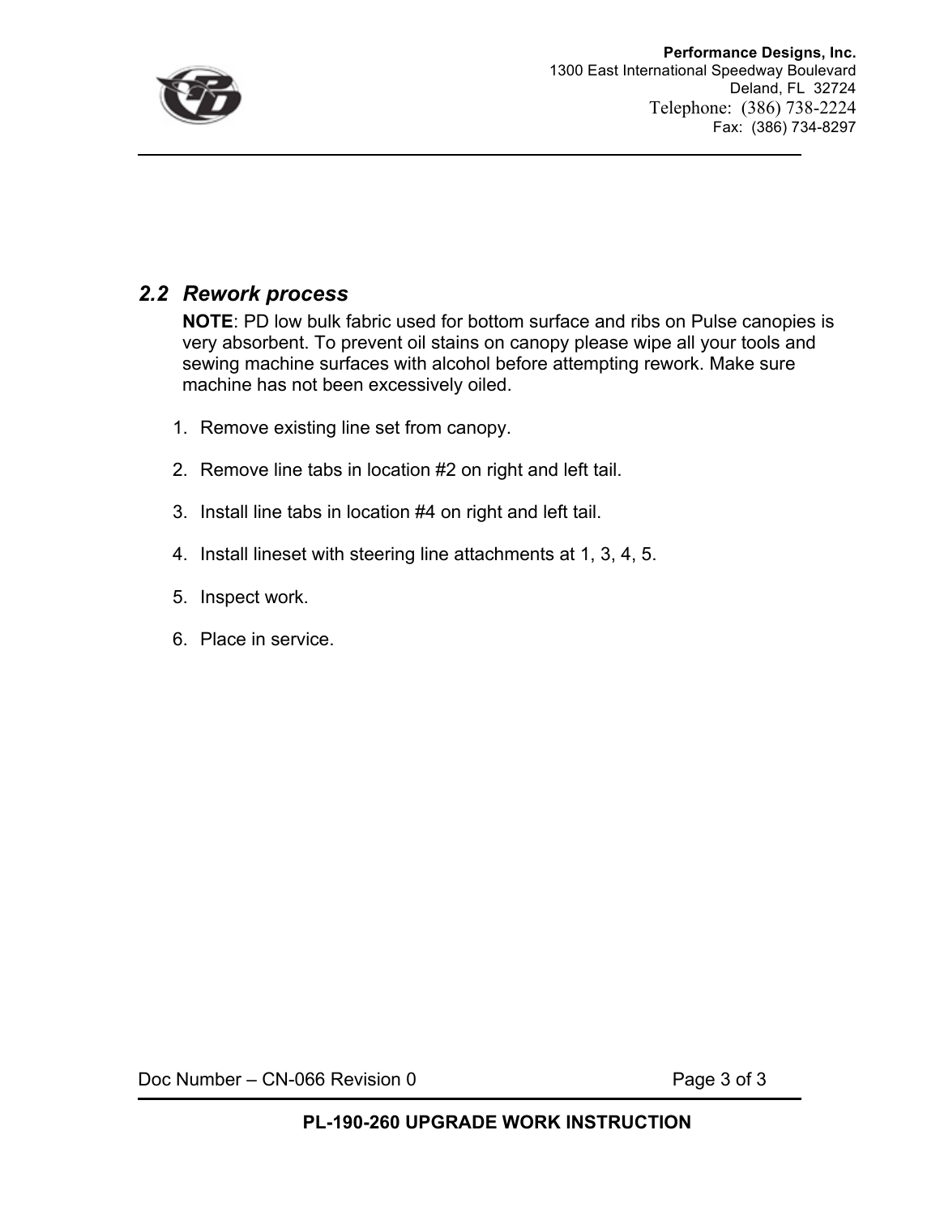## 2.2 Rework process

**NOTE**: PD low bulk fabric used for bottom surface and ribs on Pulse canopies is very absorbent. To prevent oil stains on canopy please wipe all your tools and sewing machine surfaces with alcohol before attempting rework. Make sure machine has not been excessively oiled.

1. Remove existing line set from canopy.
2. Remove line tabs in location #2 on right and left tail.
3. Install line tabs in location #4 on right and left tail.
4. Install lineset with steering line attachments at 1, 3, 4, 5.
5. Inspect work.
6. Place in service.